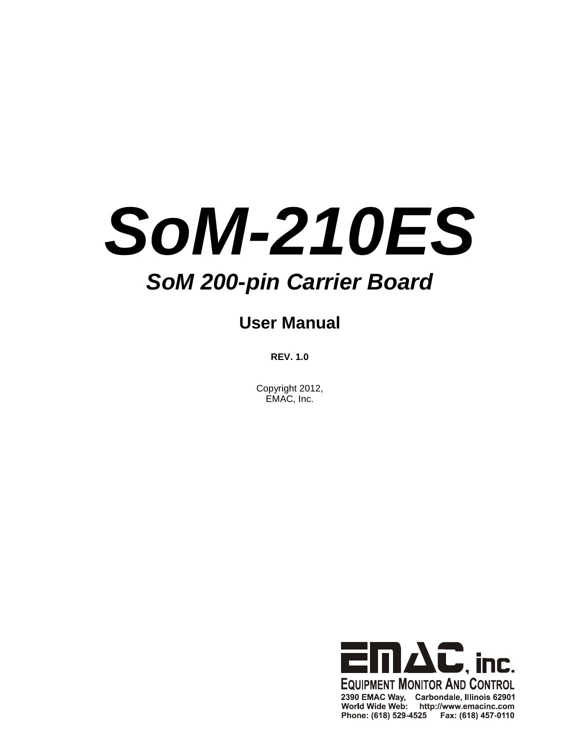# *SoM-210ES*

## *SoM 200-pin Carrier Board*

### User Manual

**REV. 1.0**

Copyright 2012,
EMAC, Inc.

EMAC, inc.
EQUIPMENT MONITOR AND CONTROL
2390 EMAC Way, Carbondale, Illinois 62901
World Wide Web: http://www.emacinc.com
Phone: (618) 529-4525 Fax: (618) 457-0110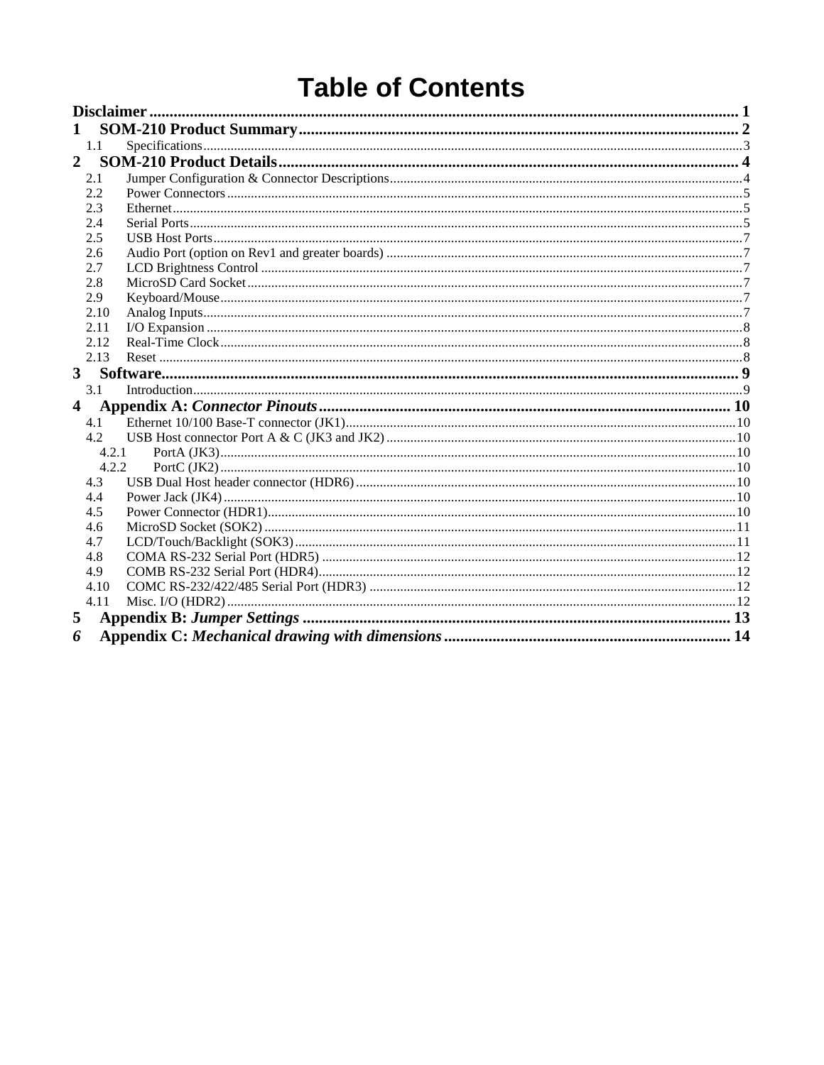# Table of Contents

**Disclaimer** ..... 1

**1 SOM-210 Product Summary** ..... 2

- 1.1 Specifications ..... 3

**2 SOM-210 Product Details** ..... 4

- 2.1 Jumper Configuration & Connector Descriptions ..... 4
- 2.2 Power Connectors ..... 5
- 2.3 Ethernet ..... 5
- 2.4 Serial Ports ..... 5
- 2.5 USB Host Ports ..... 7
- 2.6 Audio Port (option on Rev1 and greater boards) ..... 7
- 2.7 LCD Brightness Control ..... 7
- 2.8 MicroSD Card Socket ..... 7
- 2.9 Keyboard/Mouse ..... 7
- 2.10 Analog Inputs ..... 7
- 2.11 I/O Expansion ..... 8
- 2.12 Real-Time Clock ..... 8
- 2.13 Reset ..... 8

**3 Software** ..... 9

- 3.1 Introduction ..... 9

**4 Appendix A: *Connector Pinouts*** ..... 10

- 4.1 Ethernet 10/100 Base-T connector (JK1) ..... 10
- 4.2 USB Host connector Port A & C (JK3 and JK2) ..... 10
  - 4.2.1 PortA (JK3) ..... 10
  - 4.2.2 PortC (JK2) ..... 10
- 4.3 USB Dual Host header connector (HDR6) ..... 10
- 4.4 Power Jack (JK4) ..... 10
- 4.5 Power Connector (HDR1) ..... 10
- 4.6 MicroSD Socket (SOK2) ..... 11
- 4.7 LCD/Touch/Backlight (SOK3) ..... 11
- 4.8 COMA RS-232 Serial Port (HDR5) ..... 12
- 4.9 COMB RS-232 Serial Port (HDR4) ..... 12
- 4.10 COMC RS-232/422/485 Serial Port (HDR3) ..... 12
- 4.11 Misc. I/O (HDR2) ..... 12

**5 Appendix B: *Jumper Settings*** ..... 13

***6* Appendix C: *Mechanical drawing with dimensions*** ..... 14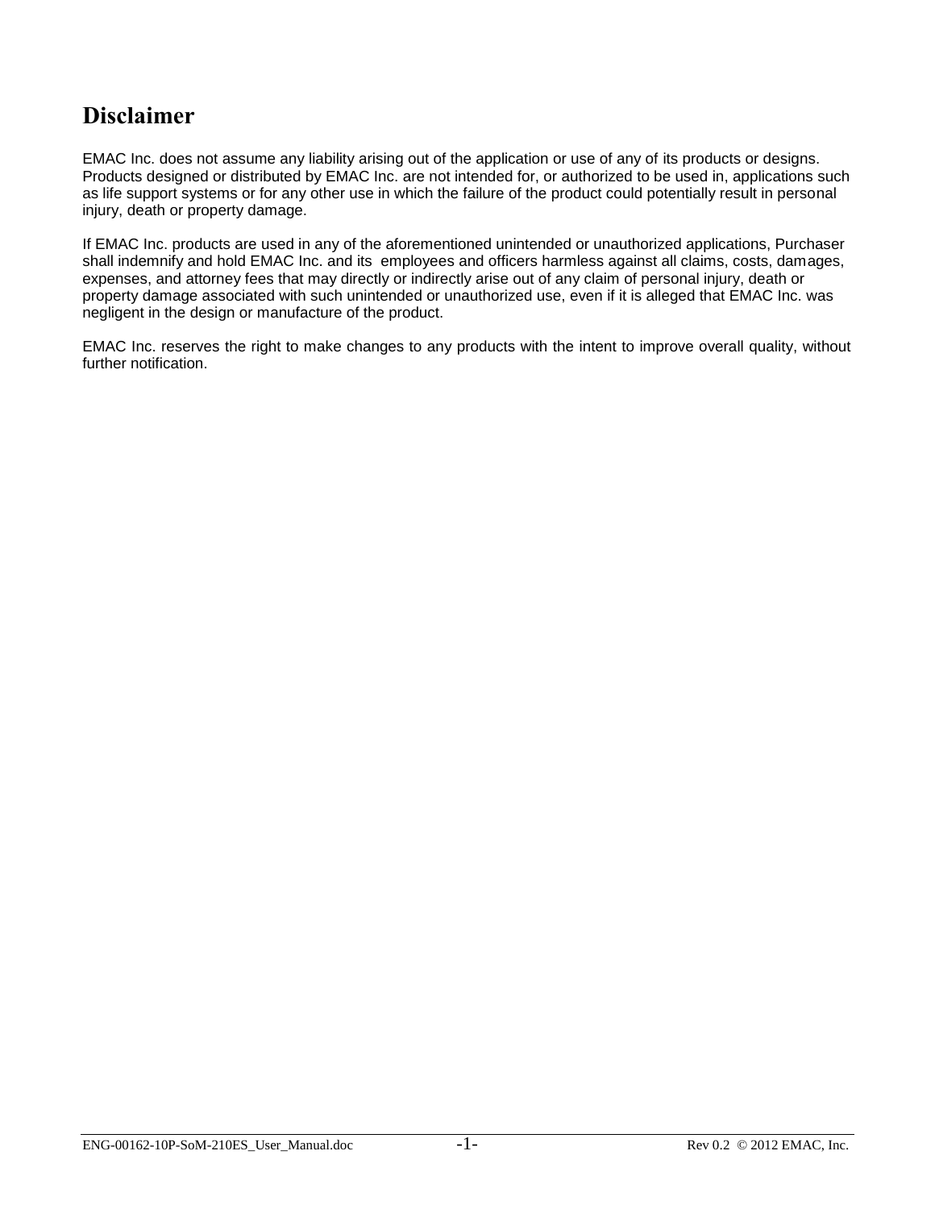# Disclaimer

EMAC Inc. does not assume any liability arising out of the application or use of any of its products or designs. Products designed or distributed by EMAC Inc. are not intended for, or authorized to be used in, applications such as life support systems or for any other use in which the failure of the product could potentially result in personal injury, death or property damage.

If EMAC Inc. products are used in any of the aforementioned unintended or unauthorized applications, Purchaser shall indemnify and hold EMAC Inc. and its employees and officers harmless against all claims, costs, damages, expenses, and attorney fees that may directly or indirectly arise out of any claim of personal injury, death or property damage associated with such unintended or unauthorized use, even if it is alleged that EMAC Inc. was negligent in the design or manufacture of the product.

EMAC Inc. reserves the right to make changes to any products with the intent to improve overall quality, without further notification.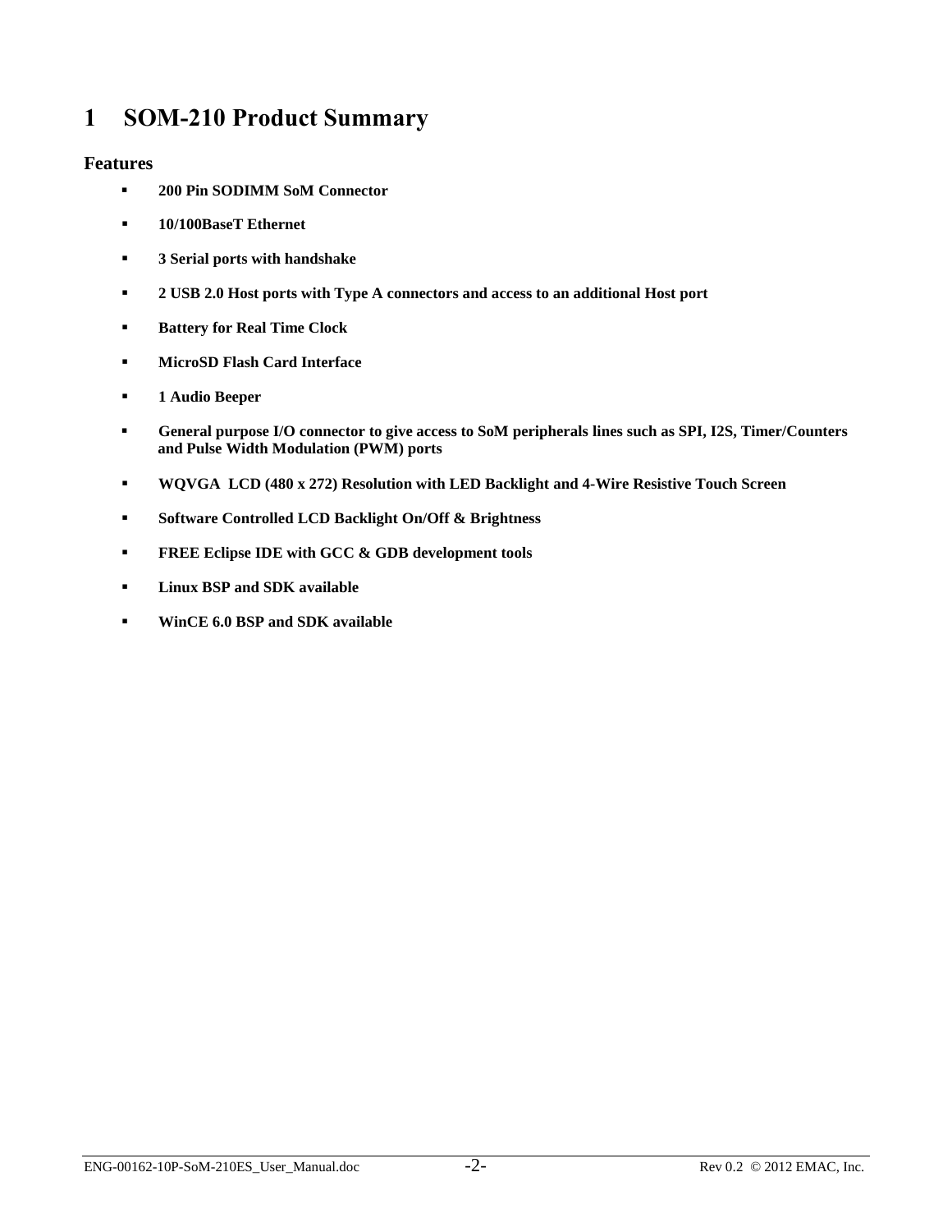# 1 SOM-210 Product Summary

### Features

- **200 Pin SODIMM SoM Connector**
- **10/100BaseT Ethernet**
- **3 Serial ports with handshake**
- **2 USB 2.0 Host ports with Type A connectors and access to an additional Host port**
- **Battery for Real Time Clock**
- **MicroSD Flash Card Interface**
- **1 Audio Beeper**
- **General purpose I/O connector to give access to SoM peripherals lines such as SPI, I2S, Timer/Counters and Pulse Width Modulation (PWM) ports**
- **WQVGA LCD (480 x 272) Resolution with LED Backlight and 4-Wire Resistive Touch Screen**
- **Software Controlled LCD Backlight On/Off & Brightness**
- **FREE Eclipse IDE with GCC & GDB development tools**
- **Linux BSP and SDK available**
- **WinCE 6.0 BSP and SDK available**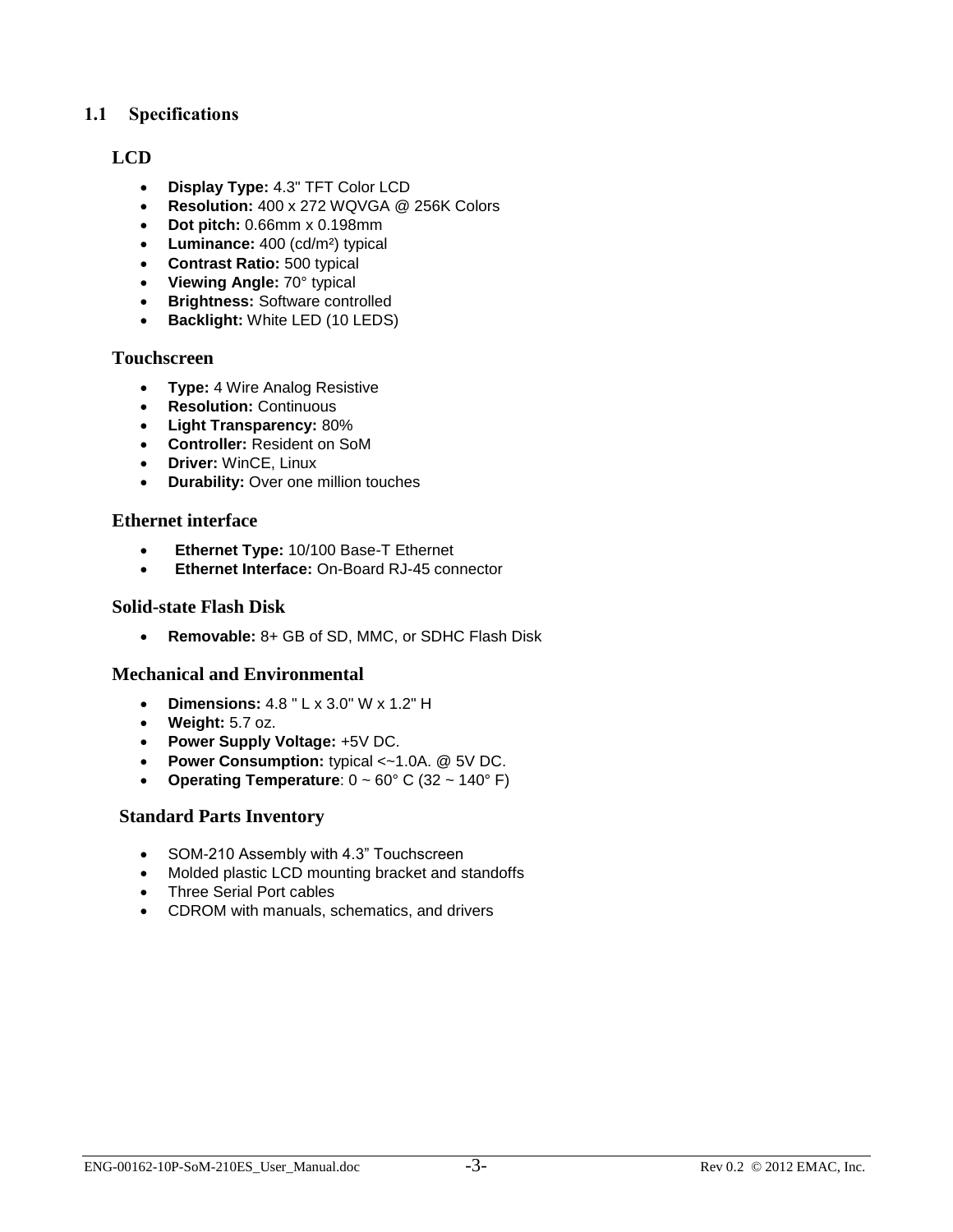## 1.1 Specifications

### LCD

- **Display Type:** 4.3" TFT Color LCD
- **Resolution:** 400 x 272 WQVGA @ 256K Colors
- **Dot pitch:** 0.66mm x 0.198mm
- **Luminance:** 400 (cd/m²) typical
- **Contrast Ratio:** 500 typical
- **Viewing Angle:** 70° typical
- **Brightness:** Software controlled
- **Backlight:** White LED (10 LEDS)

### Touchscreen

- **Type:** 4 Wire Analog Resistive
- **Resolution:** Continuous
- **Light Transparency:** 80%
- **Controller:** Resident on SoM
- **Driver:** WinCE, Linux
- **Durability:** Over one million touches

### Ethernet interface

- **Ethernet Type:** 10/100 Base-T Ethernet
- **Ethernet Interface:** On-Board RJ-45 connector

### Solid-state Flash Disk

- **Removable:** 8+ GB of SD, MMC, or SDHC Flash Disk

### Mechanical and Environmental

- **Dimensions:** 4.8 " L x 3.0" W x 1.2" H
- **Weight:** 5.7 oz.
- **Power Supply Voltage:** +5V DC.
- **Power Consumption:** typical <~1.0A. @ 5V DC.
- **Operating Temperature**: 0 ~ 60° C (32 ~ 140° F)

### Standard Parts Inventory

- SOM-210 Assembly with 4.3" Touchscreen
- Molded plastic LCD mounting bracket and standoffs
- Three Serial Port cables
- CDROM with manuals, schematics, and drivers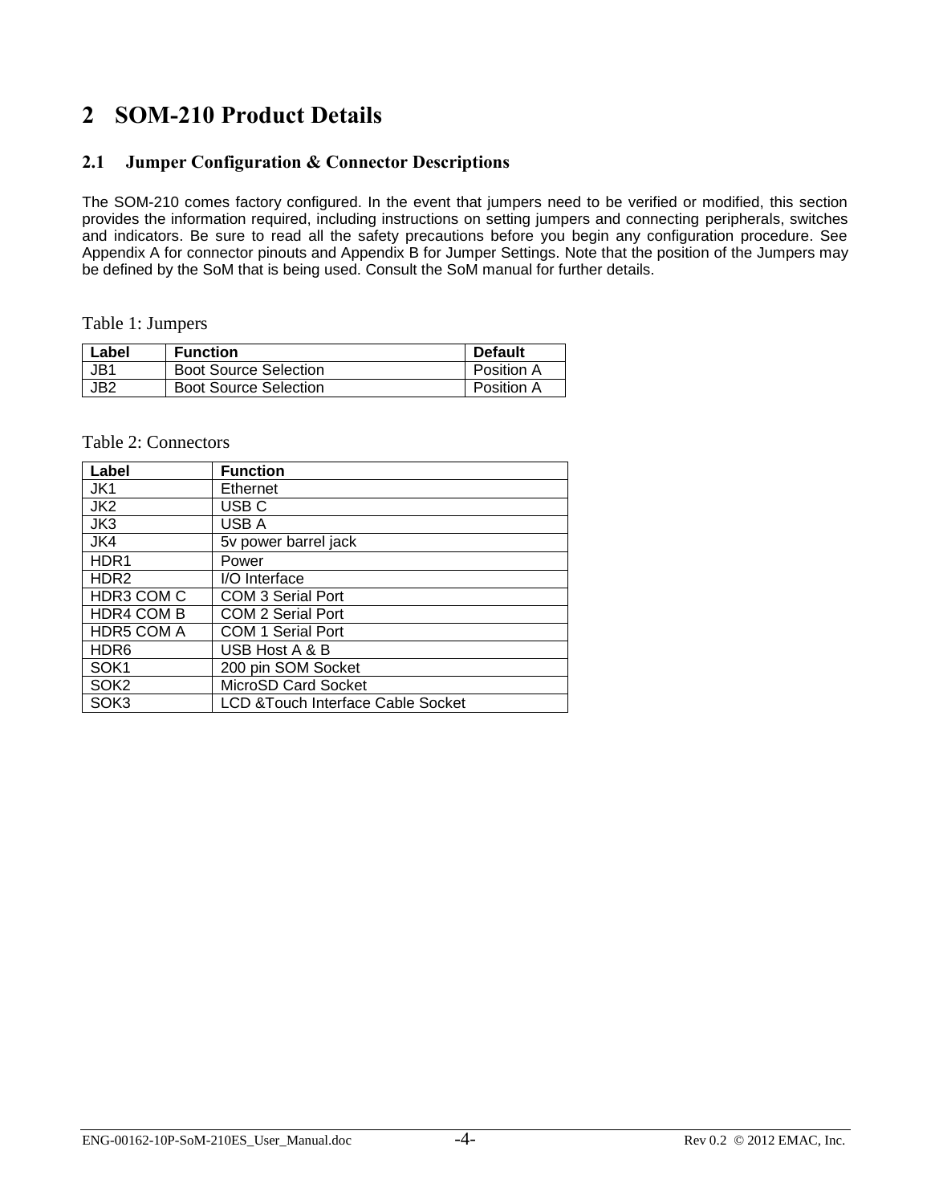# 2 SOM-210 Product Details

## 2.1 Jumper Configuration & Connector Descriptions

The SOM-210 comes factory configured. In the event that jumpers need to be verified or modified, this section provides the information required, including instructions on setting jumpers and connecting peripherals, switches and indicators. Be sure to read all the safety precautions before you begin any configuration procedure. See Appendix A for connector pinouts and Appendix B for Jumper Settings. Note that the position of the Jumpers may be defined by the SoM that is being used. Consult the SoM manual for further details.

Table 1: Jumpers

| Label | Function | Default |
|---|---|---|
| JB1 | Boot Source Selection | Position A |
| JB2 | Boot Source Selection | Position A |

Table 2: Connectors

| Label | Function |
|---|---|
| JK1 | Ethernet |
| JK2 | USB C |
| JK3 | USB A |
| JK4 | 5v power barrel jack |
| HDR1 | Power |
| HDR2 | I/O Interface |
| HDR3 COM C | COM 3 Serial Port |
| HDR4 COM B | COM 2 Serial Port |
| HDR5 COM A | COM 1 Serial Port |
| HDR6 | USB Host A & B |
| SOK1 | 200 pin SOM Socket |
| SOK2 | MicroSD Card Socket |
| SOK3 | LCD &Touch Interface Cable Socket |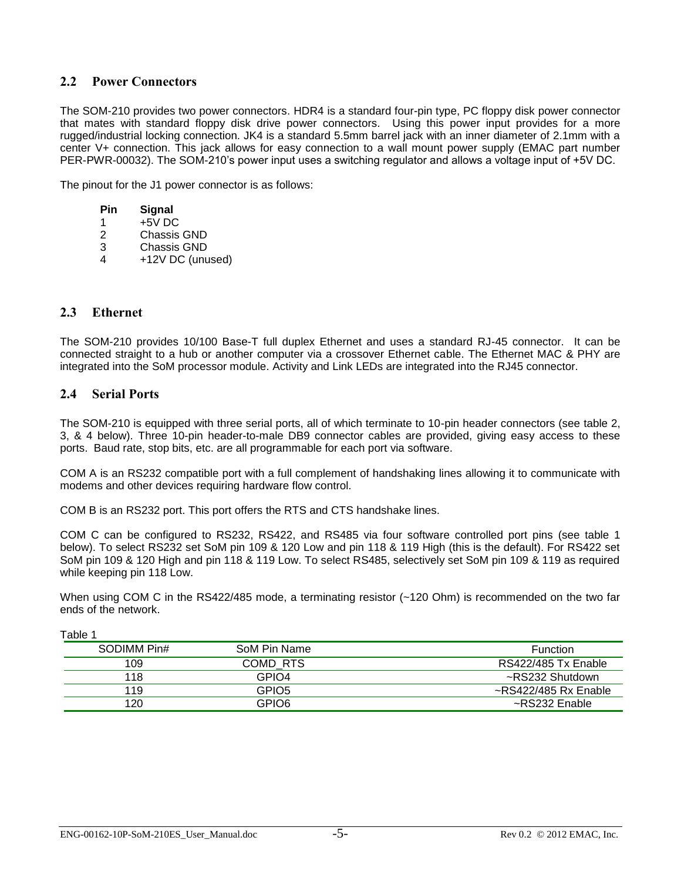## 2.2 Power Connectors

The SOM-210 provides two power connectors. HDR4 is a standard four-pin type, PC floppy disk power connector that mates with standard floppy disk drive power connectors. Using this power input provides for a more rugged/industrial locking connection. JK4 is a standard 5.5mm barrel jack with an inner diameter of 2.1mm with a center V+ connection. This jack allows for easy connection to a wall mount power supply (EMAC part number PER-PWR-00032). The SOM-210's power input uses a switching regulator and allows a voltage input of +5V DC.

The pinout for the J1 power connector is as follows:

| Pin | Signal |
|---|---|
| 1 | +5V DC |
| 2 | Chassis GND |
| 3 | Chassis GND |
| 4 | +12V DC (unused) |

## 2.3 Ethernet

The SOM-210 provides 10/100 Base-T full duplex Ethernet and uses a standard RJ-45 connector. It can be connected straight to a hub or another computer via a crossover Ethernet cable. The Ethernet MAC & PHY are integrated into the SoM processor module. Activity and Link LEDs are integrated into the RJ45 connector.

## 2.4 Serial Ports

The SOM-210 is equipped with three serial ports, all of which terminate to 10-pin header connectors (see table 2, 3, & 4 below). Three 10-pin header-to-male DB9 connector cables are provided, giving easy access to these ports. Baud rate, stop bits, etc. are all programmable for each port via software.

COM A is an RS232 compatible port with a full complement of handshaking lines allowing it to communicate with modems and other devices requiring hardware flow control.

COM B is an RS232 port. This port offers the RTS and CTS handshake lines.

COM C can be configured to RS232, RS422, and RS485 via four software controlled port pins (see table 1 below). To select RS232 set SoM pin 109 & 120 Low and pin 118 & 119 High (this is the default). For RS422 set SoM pin 109 & 120 High and pin 118 & 119 Low. To select RS485, selectively set SoM pin 109 & 119 as required while keeping pin 118 Low.

When using COM C in the RS422/485 mode, a terminating resistor (~120 Ohm) is recommended on the two far ends of the network.

Table 1

| SODIMM Pin# | SoM Pin Name | Function |
|---|---|---|
| 109 | COMD_RTS | RS422/485 Tx Enable |
| 118 | GPIO4 | ~RS232 Shutdown |
| 119 | GPIO5 | ~RS422/485 Rx Enable |
| 120 | GPIO6 | ~RS232 Enable |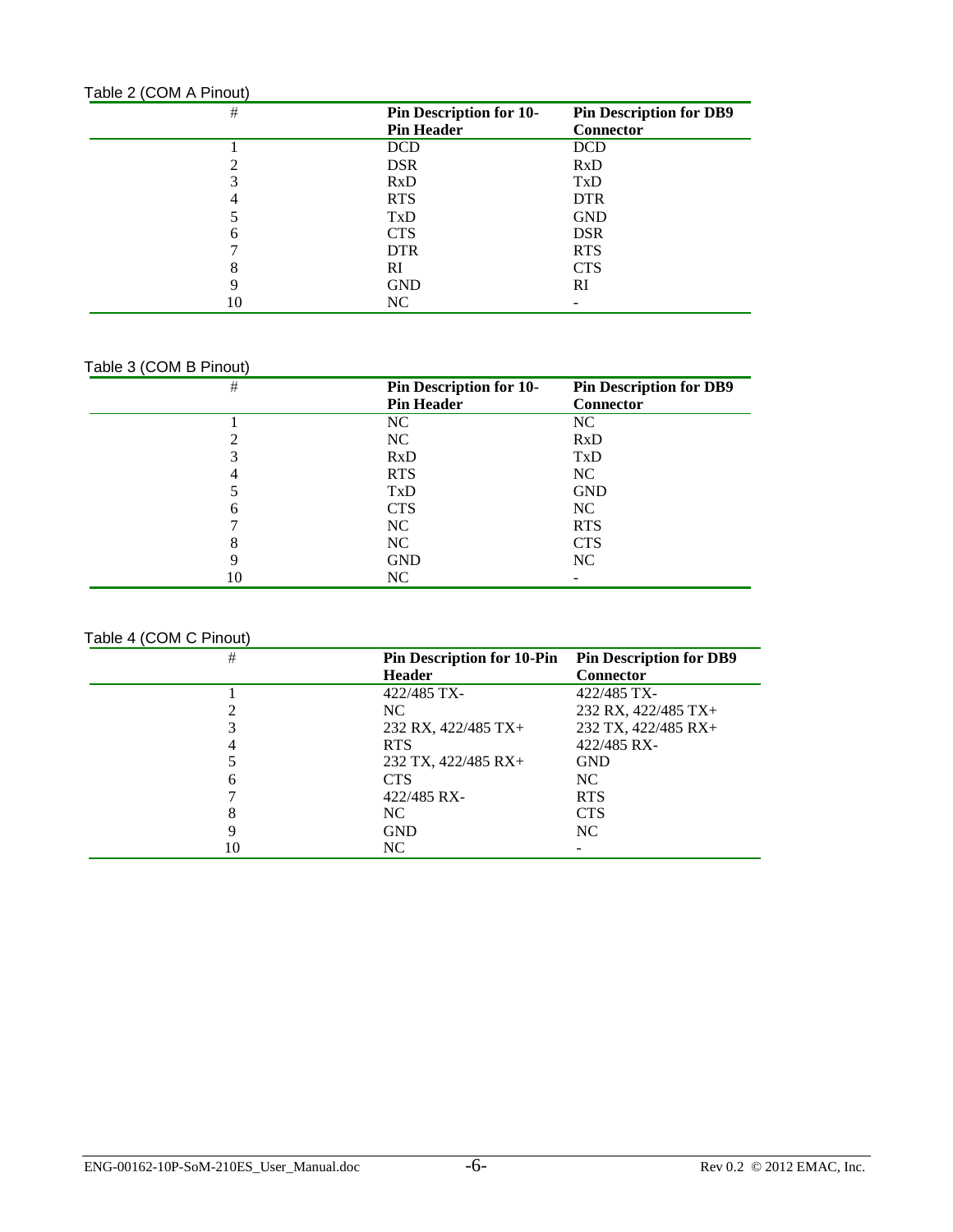Table 2 (COM A Pinout)

| # | Pin Description for 10-Pin Header | Pin Description for DB9 Connector |
|---|---|---|
| 1 | DCD | DCD |
| 2 | DSR | RxD |
| 3 | RxD | TxD |
| 4 | RTS | DTR |
| 5 | TxD | GND |
| 6 | CTS | DSR |
| 7 | DTR | RTS |
| 8 | RI | CTS |
| 9 | GND | RI |
| 10 | NC | - |

Table 3 (COM B Pinout)

| # | Pin Description for 10-Pin Header | Pin Description for DB9 Connector |
|---|---|---|
| 1 | NC | NC |
| 2 | NC | RxD |
| 3 | RxD | TxD |
| 4 | RTS | NC |
| 5 | TxD | GND |
| 6 | CTS | NC |
| 7 | NC | RTS |
| 8 | NC | CTS |
| 9 | GND | NC |
| 10 | NC | - |

Table 4 (COM C Pinout)

| # | Pin Description for 10-Pin Header | Pin Description for DB9 Connector |
|---|---|---|
| 1 | 422/485 TX- | 422/485 TX- |
| 2 | NC | 232 RX, 422/485 TX+ |
| 3 | 232 RX, 422/485 TX+ | 232 TX, 422/485 RX+ |
| 4 | RTS | 422/485 RX- |
| 5 | 232 TX, 422/485 RX+ | GND |
| 6 | CTS | NC |
| 7 | 422/485 RX- | RTS |
| 8 | NC | CTS |
| 9 | GND | NC |
| 10 | NC | - |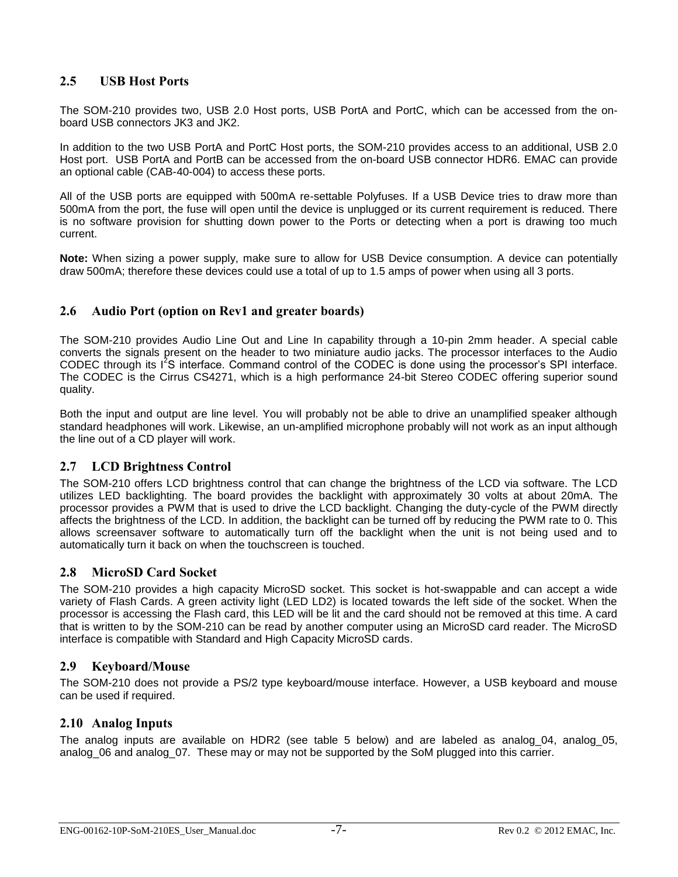## 2.5 USB Host Ports

The SOM-210 provides two, USB 2.0 Host ports, USB PortA and PortC, which can be accessed from the on-board USB connectors JK3 and JK2.

In addition to the two USB PortA and PortC Host ports, the SOM-210 provides access to an additional, USB 2.0 Host port. USB PortA and PortB can be accessed from the on-board USB connector HDR6. EMAC can provide an optional cable (CAB-40-004) to access these ports.

All of the USB ports are equipped with 500mA re-settable Polyfuses. If a USB Device tries to draw more than 500mA from the port, the fuse will open until the device is unplugged or its current requirement is reduced. There is no software provision for shutting down power to the Ports or detecting when a port is drawing too much current.

**Note:** When sizing a power supply, make sure to allow for USB Device consumption. A device can potentially draw 500mA; therefore these devices could use a total of up to 1.5 amps of power when using all 3 ports.

## 2.6 Audio Port (option on Rev1 and greater boards)

The SOM-210 provides Audio Line Out and Line In capability through a 10-pin 2mm header. A special cable converts the signals present on the header to two miniature audio jacks. The processor interfaces to the Audio CODEC through its $I^2S$ interface. Command control of the CODEC is done using the processor's SPI interface. The CODEC is the Cirrus CS4271, which is a high performance 24-bit Stereo CODEC offering superior sound quality.

Both the input and output are line level. You will probably not be able to drive an unamplified speaker although standard headphones will work. Likewise, an un-amplified microphone probably will not work as an input although the line out of a CD player will work.

## 2.7 LCD Brightness Control

The SOM-210 offers LCD brightness control that can change the brightness of the LCD via software. The LCD utilizes LED backlighting. The board provides the backlight with approximately 30 volts at about 20mA. The processor provides a PWM that is used to drive the LCD backlight. Changing the duty-cycle of the PWM directly affects the brightness of the LCD. In addition, the backlight can be turned off by reducing the PWM rate to 0. This allows screensaver software to automatically turn off the backlight when the unit is not being used and to automatically turn it back on when the touchscreen is touched.

## 2.8 MicroSD Card Socket

The SOM-210 provides a high capacity MicroSD socket. This socket is hot-swappable and can accept a wide variety of Flash Cards. A green activity light (LED LD2) is located towards the left side of the socket. When the processor is accessing the Flash card, this LED will be lit and the card should not be removed at this time. A card that is written to by the SOM-210 can be read by another computer using an MicroSD card reader. The MicroSD interface is compatible with Standard and High Capacity MicroSD cards.

## 2.9 Keyboard/Mouse

The SOM-210 does not provide a PS/2 type keyboard/mouse interface. However, a USB keyboard and mouse can be used if required.

## 2.10 Analog Inputs

The analog inputs are available on HDR2 (see table 5 below) and are labeled as analog_04, analog_05, analog_06 and analog_07. These may or may not be supported by the SoM plugged into this carrier.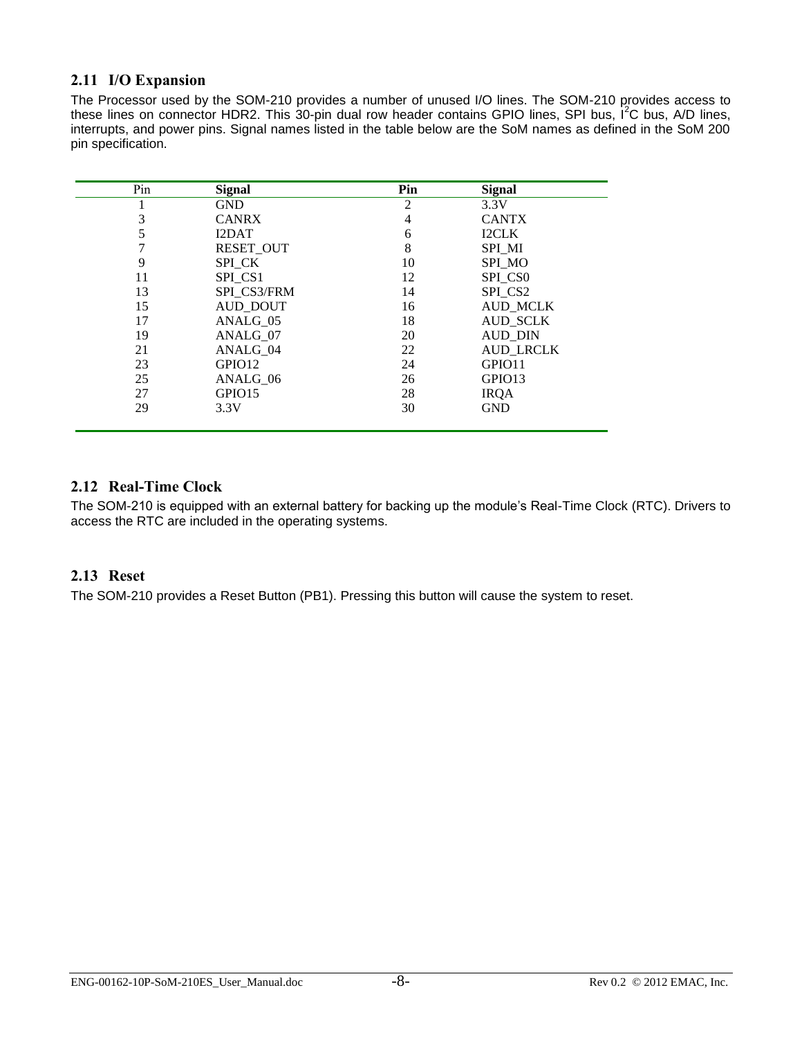## 2.11 I/O Expansion

The Processor used by the SOM-210 provides a number of unused I/O lines. The SOM-210 provides access to these lines on connector HDR2. This 30-pin dual row header contains GPIO lines, SPI bus, I$^2$C bus, A/D lines, interrupts, and power pins. Signal names listed in the table below are the SoM names as defined in the SoM 200 pin specification.

| Pin | Signal | Pin | Signal |
|---|---|---|---|
| 1 | GND | 2 | 3.3V |
| 3 | CANRX | 4 | CANTX |
| 5 | I2DAT | 6 | I2CLK |
| 7 | RESET_OUT | 8 | SPI_MI |
| 9 | SPI_CK | 10 | SPI_MO |
| 11 | SPI_CS1 | 12 | SPI_CS0 |
| 13 | SPI_CS3/FRM | 14 | SPI_CS2 |
| 15 | AUD_DOUT | 16 | AUD_MCLK |
| 17 | ANALG_05 | 18 | AUD_SCLK |
| 19 | ANALG_07 | 20 | AUD_DIN |
| 21 | ANALG_04 | 22 | AUD_LRCLK |
| 23 | GPIO12 | 24 | GPIO11 |
| 25 | ANALG_06 | 26 | GPIO13 |
| 27 | GPIO15 | 28 | IRQA |
| 29 | 3.3V | 30 | GND |

## 2.12 Real-Time Clock

The SOM-210 is equipped with an external battery for backing up the module's Real-Time Clock (RTC). Drivers to access the RTC are included in the operating systems.

## 2.13 Reset

The SOM-210 provides a Reset Button (PB1). Pressing this button will cause the system to reset.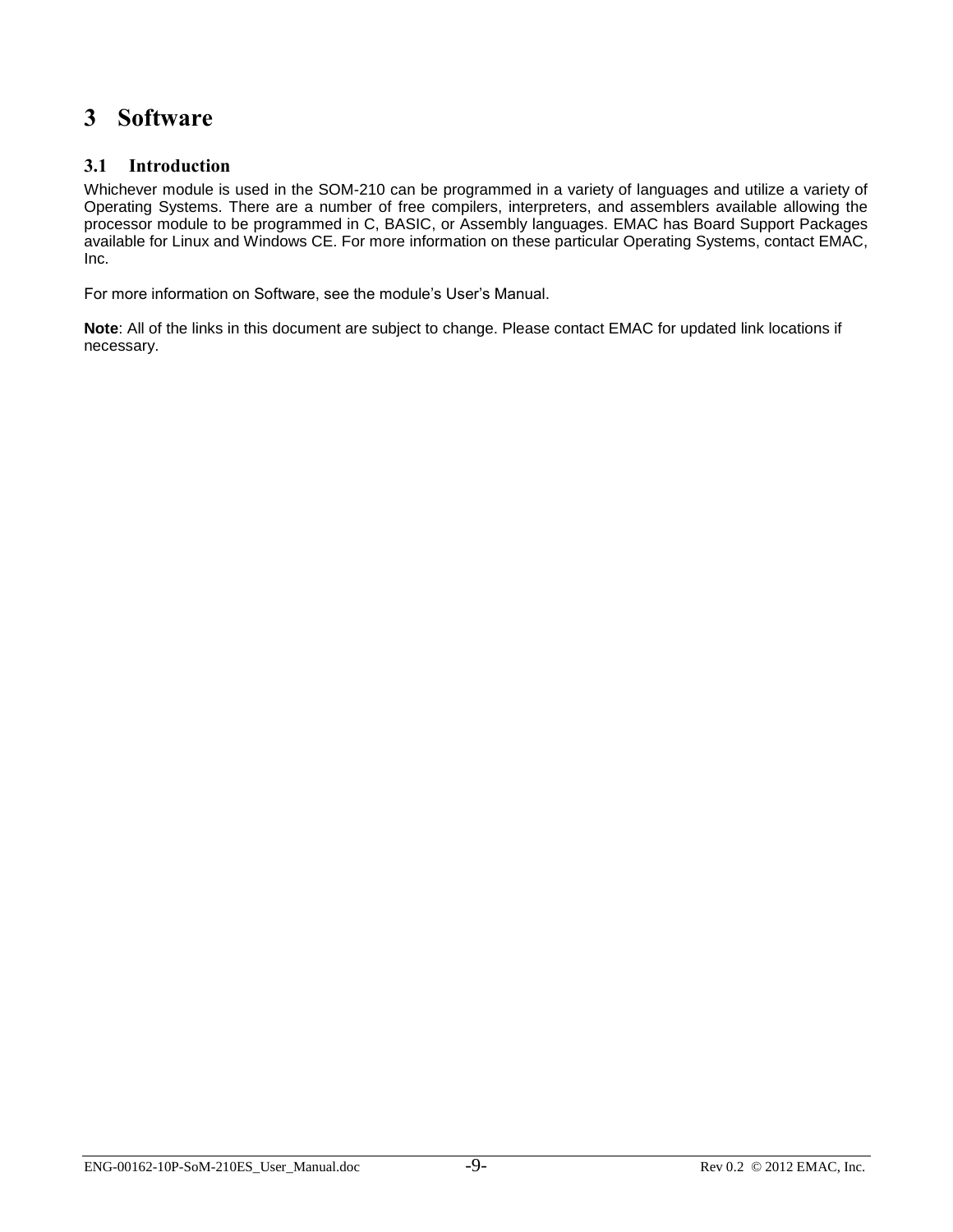# 3 Software

## 3.1 Introduction

Whichever module is used in the SOM-210 can be programmed in a variety of languages and utilize a variety of Operating Systems. There are a number of free compilers, interpreters, and assemblers available allowing the processor module to be programmed in C, BASIC, or Assembly languages. EMAC has Board Support Packages available for Linux and Windows CE. For more information on these particular Operating Systems, contact EMAC, Inc.

For more information on Software, see the module's User's Manual.

**Note**: All of the links in this document are subject to change. Please contact EMAC for updated link locations if necessary.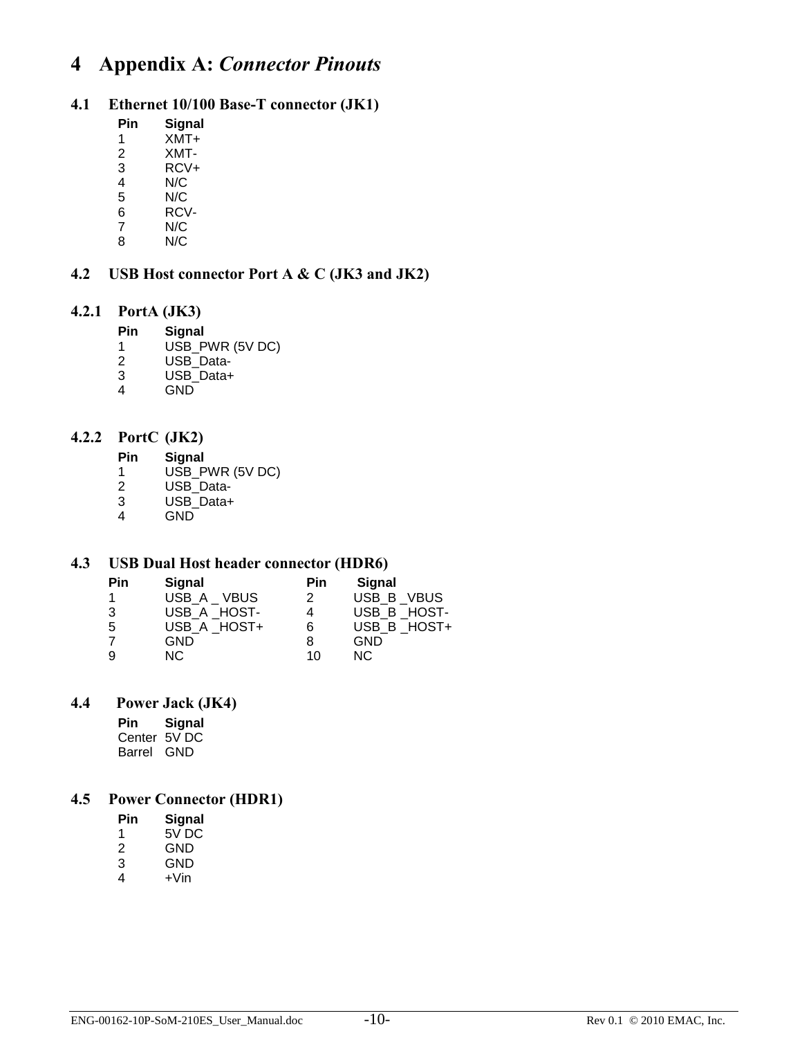# 4 Appendix A: *Connector Pinouts*

## 4.1 Ethernet 10/100 Base-T connector (JK1)

| Pin | Signal |
|---|---|
| 1 | XMT+ |
| 2 | XMT- |
| 3 | RCV+ |
| 4 | N/C |
| 5 | N/C |
| 6 | RCV- |
| 7 | N/C |
| 8 | N/C |

## 4.2 USB Host connector Port A & C (JK3 and JK2)

### 4.2.1 PortA (JK3)

| Pin | Signal |
|---|---|
| 1 | USB_PWR (5V DC) |
| 2 | USB_Data- |
| 3 | USB_Data+ |
| 4 | GND |

### 4.2.2 PortC (JK2)

| Pin | Signal |
|---|---|
| 1 | USB_PWR (5V DC) |
| 2 | USB_Data- |
| 3 | USB_Data+ |
| 4 | GND |

## 4.3 USB Dual Host header connector (HDR6)

| Pin | Signal | Pin | Signal |
|---|---|---|---|
| 1 | USB_A _ VBUS | 2 | USB_B _VBUS |
| 3 | USB_A _HOST- | 4 | USB_B _HOST- |
| 5 | USB_A _HOST+ | 6 | USB_B _HOST+ |
| 7 | GND | 8 | GND |
| 9 | NC | 10 | NC |

## 4.4 Power Jack (JK4)

| Pin | Signal |
|---|---|
| Center | 5V DC |
| Barrel | GND |

## 4.5 Power Connector (HDR1)

| Pin | Signal |
|---|---|
| 1 | 5V DC |
| 2 | GND |
| 3 | GND |
| 4 | +Vin |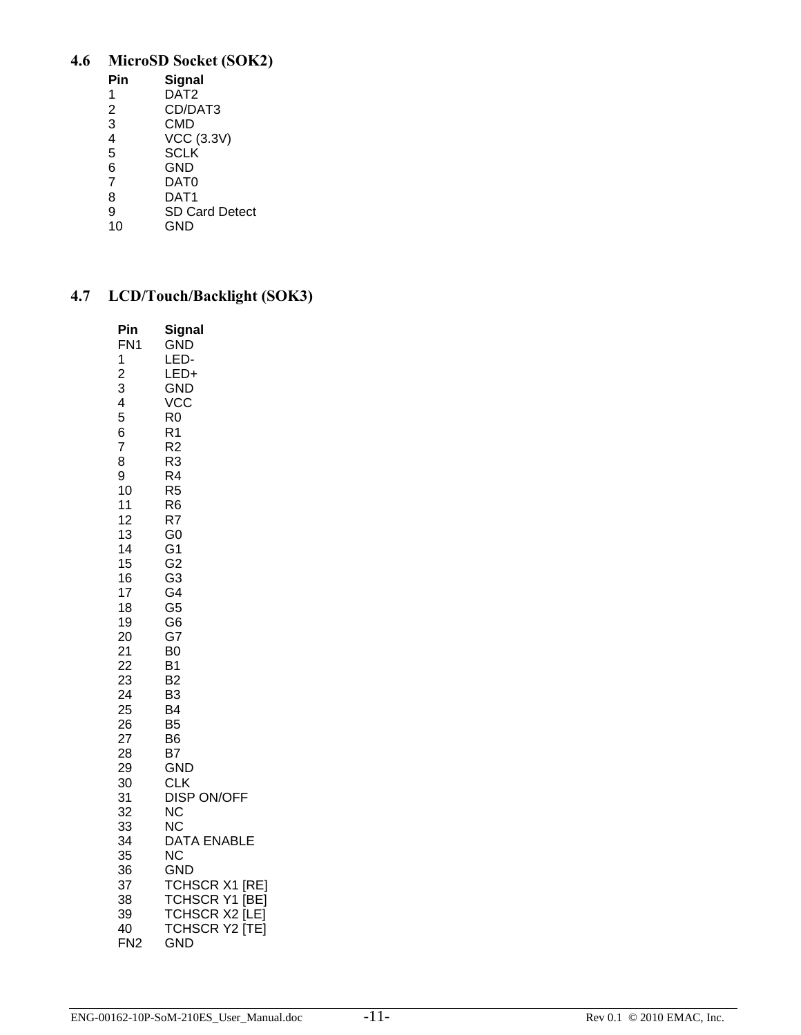### 4.6 MicroSD Socket (SOK2)

| Pin | Signal |
|---|---|
| 1 | DAT2 |
| 2 | CD/DAT3 |
| 3 | CMD |
| 4 | VCC (3.3V) |
| 5 | SCLK |
| 6 | GND |
| 7 | DAT0 |
| 8 | DAT1 |
| 9 | SD Card Detect |
| 10 | GND |

### 4.7 LCD/Touch/Backlight (SOK3)

| Pin | Signal |
|---|---|
| FN1 | GND |
| 1 | LED- |
| 2 | LED+ |
| 3 | GND |
| 4 | VCC |
| 5 | R0 |
| 6 | R1 |
| 7 | R2 |
| 8 | R3 |
| 9 | R4 |
| 10 | R5 |
| 11 | R6 |
| 12 | R7 |
| 13 | G0 |
| 14 | G1 |
| 15 | G2 |
| 16 | G3 |
| 17 | G4 |
| 18 | G5 |
| 19 | G6 |
| 20 | G7 |
| 21 | B0 |
| 22 | B1 |
| 23 | B2 |
| 24 | B3 |
| 25 | B4 |
| 26 | B5 |
| 27 | B6 |
| 28 | B7 |
| 29 | GND |
| 30 | CLK |
| 31 | DISP ON/OFF |
| 32 | NC |
| 33 | NC |
| 34 | DATA ENABLE |
| 35 | NC |
| 36 | GND |
| 37 | TCHSCR X1 [RE] |
| 38 | TCHSCR Y1 [BE] |
| 39 | TCHSCR X2 [LE] |
| 40 | TCHSCR Y2 [TE] |
| FN2 | GND |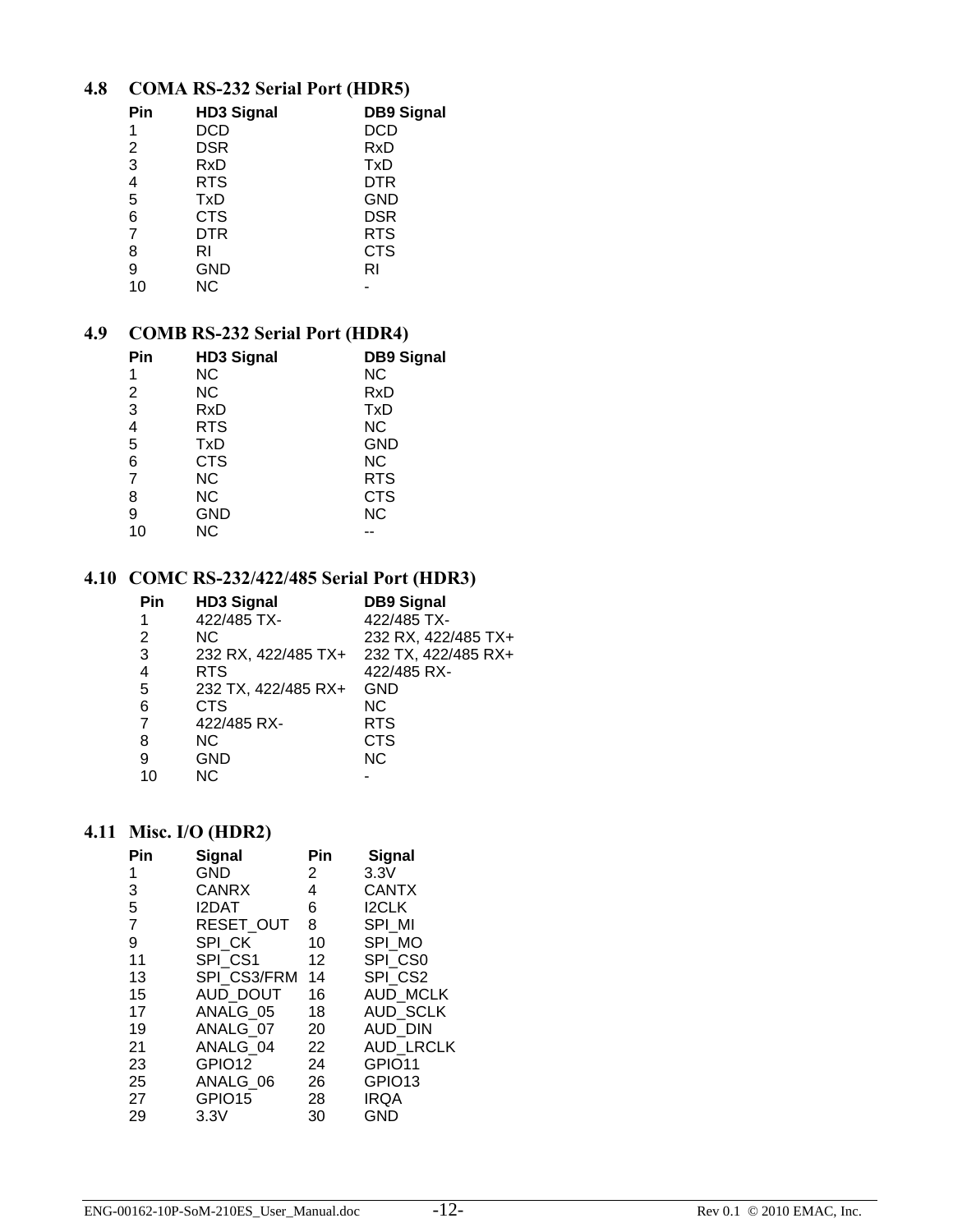## 4.8 COMA RS-232 Serial Port (HDR5)

| Pin | HD3 Signal | DB9 Signal |
|---|---|---|
| 1 | DCD | DCD |
| 2 | DSR | RxD |
| 3 | RxD | TxD |
| 4 | RTS | DTR |
| 5 | TxD | GND |
| 6 | CTS | DSR |
| 7 | DTR | RTS |
| 8 | RI | CTS |
| 9 | GND | RI |
| 10 | NC | - |

## 4.9 COMB RS-232 Serial Port (HDR4)

| Pin | HD3 Signal | DB9 Signal |
|---|---|---|
| 1 | NC | NC |
| 2 | NC | RxD |
| 3 | RxD | TxD |
| 4 | RTS | NC |
| 5 | TxD | GND |
| 6 | CTS | NC |
| 7 | NC | RTS |
| 8 | NC | CTS |
| 9 | GND | NC |
| 10 | NC | -- |

## 4.10 COMC RS-232/422/485 Serial Port (HDR3)

| Pin | HD3 Signal | DB9 Signal |
|---|---|---|
| 1 | 422/485 TX- | 422/485 TX- |
| 2 | NC | 232 RX, 422/485 TX+ |
| 3 | 232 RX, 422/485 TX+ | 232 TX, 422/485 RX+ |
| 4 | RTS | 422/485 RX- |
| 5 | 232 TX, 422/485 RX+ | GND |
| 6 | CTS | NC |
| 7 | 422/485 RX- | RTS |
| 8 | NC | CTS |
| 9 | GND | NC |
| 10 | NC | - |

## 4.11 Misc. I/O (HDR2)

| Pin | Signal | Pin | Signal |
|---|---|---|---|
| 1 | GND | 2 | 3.3V |
| 3 | CANRX | 4 | CANTX |
| 5 | I2DAT | 6 | I2CLK |
| 7 | RESET_OUT | 8 | SPI_MI |
| 9 | SPI_CK | 10 | SPI_MO |
| 11 | SPI_CS1 | 12 | SPI_CS0 |
| 13 | SPI_CS3/FRM | 14 | SPI_CS2 |
| 15 | AUD_DOUT | 16 | AUD_MCLK |
| 17 | ANALG_05 | 18 | AUD_SCLK |
| 19 | ANALG_07 | 20 | AUD_DIN |
| 21 | ANALG_04 | 22 | AUD_LRCLK |
| 23 | GPIO12 | 24 | GPIO11 |
| 25 | ANALG_06 | 26 | GPIO13 |
| 27 | GPIO15 | 28 | IRQA |
| 29 | 3.3V | 30 | GND |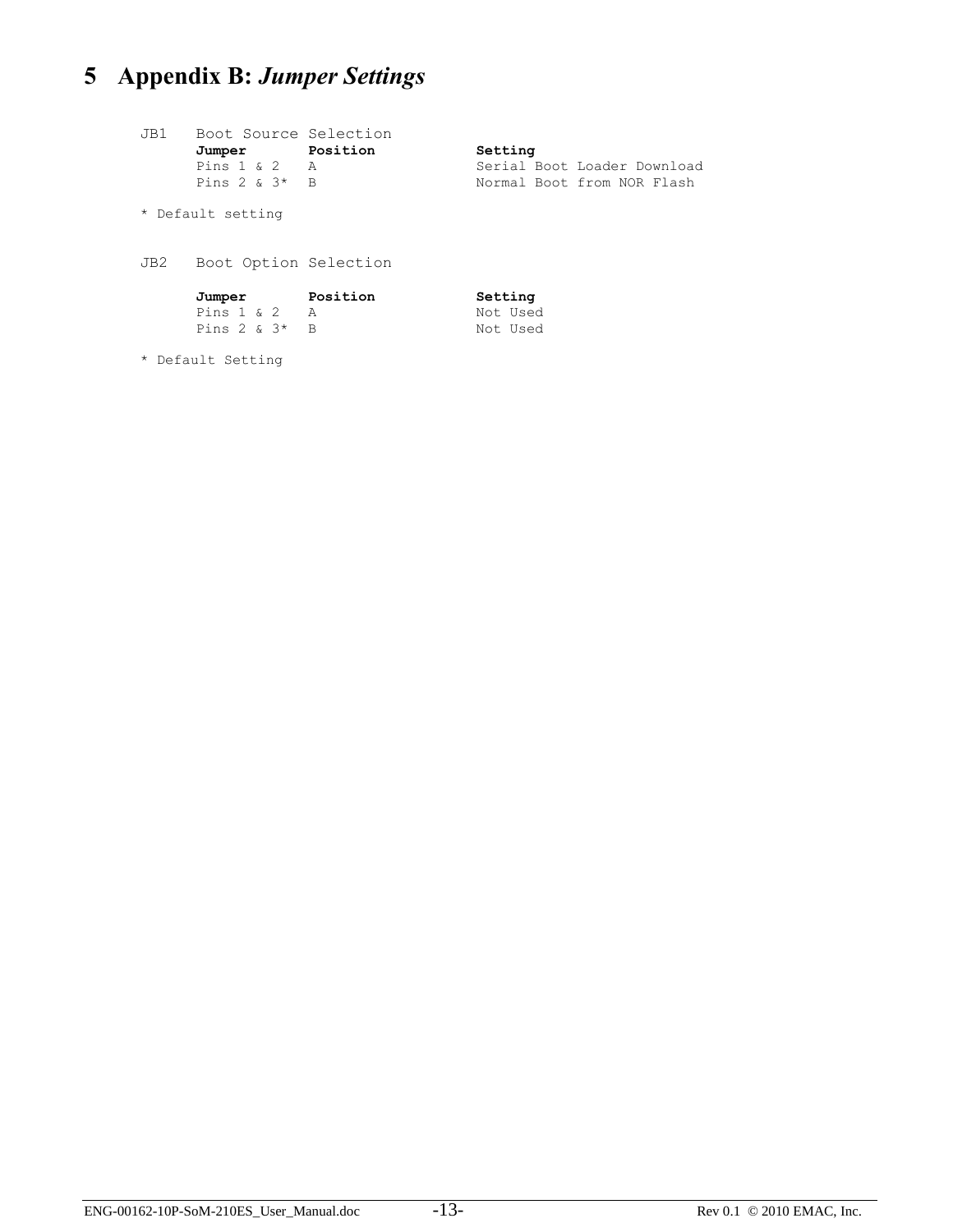# 5 Appendix B: *Jumper Settings*

JB1 Boot Source Selection

| Jumper | Position | Setting |
|---|---|---|
| Pins 1 & 2 | A | Serial Boot Loader Download |
| Pins 2 & 3* | B | Normal Boot from NOR Flash |

\* Default setting

JB2 Boot Option Selection

| Jumper | Position | Setting |
|---|---|---|
| Pins 1 & 2 | A | Not Used |
| Pins 2 & 3* | B | Not Used |

\* Default Setting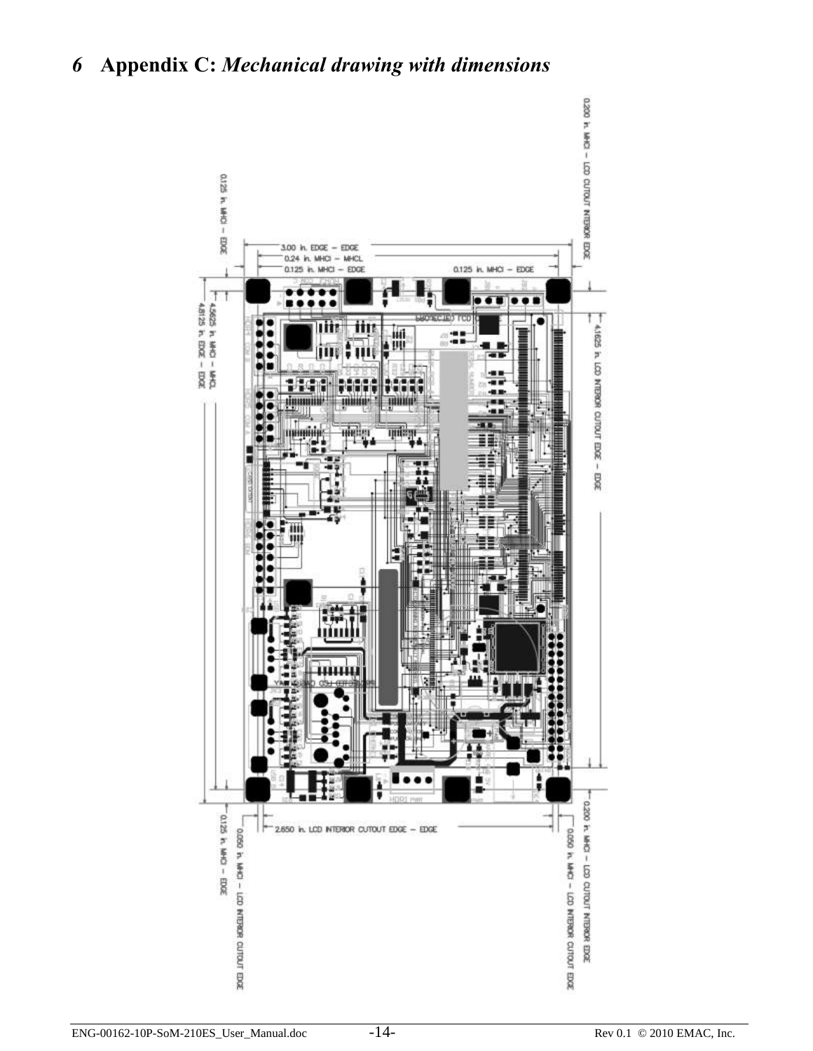# 6 Appendix C: *Mechanical drawing with dimensions*

3.00 in. EDGE – EDGE

0.24 in. MHCI – MHCL

0.125 in. MHCI – EDGE

0.125 in. MHCI – EDGE

0.125 in. MHCI – EDGE

0.200 in. MHCI – LCD CUTOUT INTERIOR EDGE

4.5625 in. MHCI – MHCL

4.8125 in. EDGE – EDGE

4.1625 in. LCD INTERIOR CUTOUT EDGE – EDGE

2.650 in. LCD INTERIOR CUTOUT EDGE – EDGE

0.125 in. MHCI – EDGE

0.050 in. MHCI – LCD INTERIOR CUTOUT EDGE

0.050 in. MHCI – LCD INTERIOR CUTOUT EDGE

0.200 in. MHCI – LCD CUTOUT INTERIOR EDGE